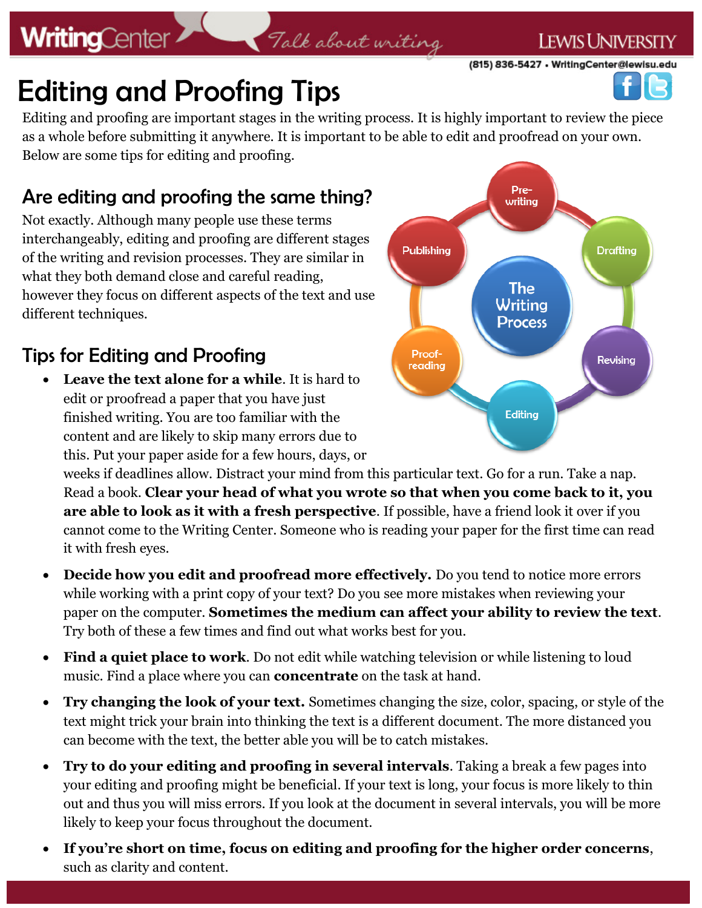Writing Center — Talk about writing — Lewis University

(815) 836-5427 • WritingCenter@lewisu.edu

# Editing and Proofing Tips

Editing and proofing are important stages in the writing process. It is highly important to review the piece as a whole before submitting it anywhere. It is important to be able to edit and proofread on your own. Below are some tips for editing and proofing.

## Are editing and proofing the same thing?

Not exactly. Although many people use these terms interchangeably, editing and proofing are different stages of the writing and revision processes. They are similar in what they both demand close and careful reading, however they focus on different aspects of the text and use different techniques.

The Writing Process: Pre-writing, Drafting, Revising, Editing, Proof-reading, Publishing

## Tips for Editing and Proofing

- **Leave the text alone for a while**. It is hard to edit or proofread a paper that you have just finished writing. You are too familiar with the content and are likely to skip many errors due to this. Put your paper aside for a few hours, days, or weeks if deadlines allow. Distract your mind from this particular text. Go for a run. Take a nap. Read a book. **Clear your head of what you wrote so that when you come back to it, you are able to look as it with a fresh perspective**. If possible, have a friend look it over if you cannot come to the Writing Center. Someone who is reading your paper for the first time can read it with fresh eyes.

- **Decide how you edit and proofread more effectively.** Do you tend to notice more errors while working with a print copy of your text? Do you see more mistakes when reviewing your paper on the computer. **Sometimes the medium can affect your ability to review the text**. Try both of these a few times and find out what works best for you.

- **Find a quiet place to work**. Do not edit while watching television or while listening to loud music. Find a place where you can **concentrate** on the task at hand.

- **Try changing the look of your text.** Sometimes changing the size, color, spacing, or style of the text might trick your brain into thinking the text is a different document. The more distanced you can become with the text, the better able you will be to catch mistakes.

- **Try to do your editing and proofing in several intervals**. Taking a break a few pages into your editing and proofing might be beneficial. If your text is long, your focus is more likely to thin out and thus you will miss errors. If you look at the document in several intervals, you will be more likely to keep your focus throughout the document.

- **If you're short on time, focus on editing and proofing for the higher order concerns**, such as clarity and content.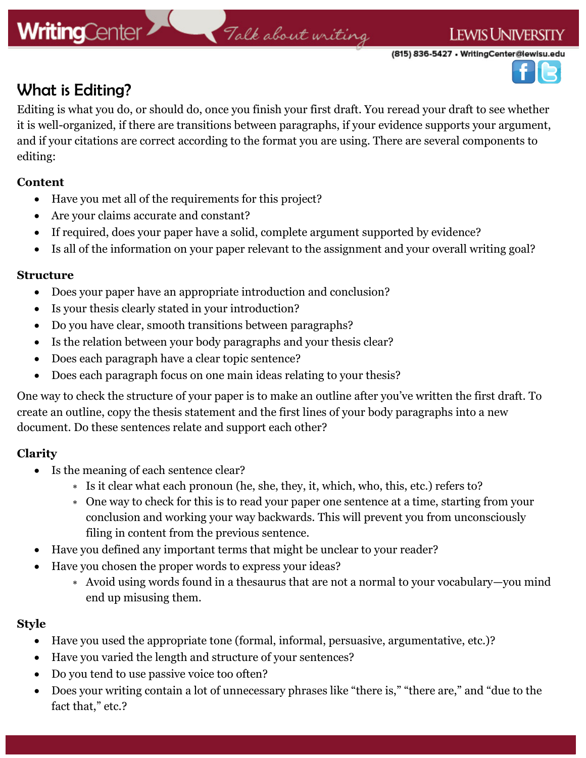## What is Editing?

Editing is what you do, or should do, once you finish your first draft. You reread your draft to see whether it is well-organized, if there are transitions between paragraphs, if your evidence supports your argument, and if your citations are correct according to the format you are using. There are several components to editing:

**Content**

- Have you met all of the requirements for this project?
- Are your claims accurate and constant?
- If required, does your paper have a solid, complete argument supported by evidence?
- Is all of the information on your paper relevant to the assignment and your overall writing goal?

**Structure**

- Does your paper have an appropriate introduction and conclusion?
- Is your thesis clearly stated in your introduction?
- Do you have clear, smooth transitions between paragraphs?
- Is the relation between your body paragraphs and your thesis clear?
- Does each paragraph have a clear topic sentence?
- Does each paragraph focus on one main ideas relating to your thesis?

One way to check the structure of your paper is to make an outline after you've written the first draft. To create an outline, copy the thesis statement and the first lines of your body paragraphs into a new document. Do these sentences relate and support each other?

**Clarity**

- Is the meaning of each sentence clear?
  - Is it clear what each pronoun (he, she, they, it, which, who, this, etc.) refers to?
  - One way to check for this is to read your paper one sentence at a time, starting from your conclusion and working your way backwards. This will prevent you from unconsciously filing in content from the previous sentence.
- Have you defined any important terms that might be unclear to your reader?
- Have you chosen the proper words to express your ideas?
  - Avoid using words found in a thesaurus that are not a normal to your vocabulary—you mind end up misusing them.

**Style**

- Have you used the appropriate tone (formal, informal, persuasive, argumentative, etc.)?
- Have you varied the length and structure of your sentences?
- Do you tend to use passive voice too often?
- Does your writing contain a lot of unnecessary phrases like "there is," "there are," and "due to the fact that," etc.?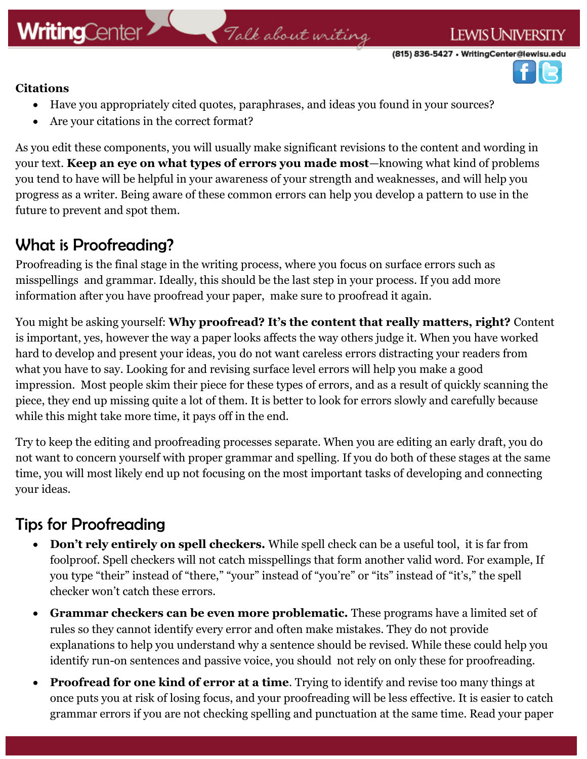**Citations**

- Have you appropriately cited quotes, paraphrases, and ideas you found in your sources?
- Are your citations in the correct format?

As you edit these components, you will usually make significant revisions to the content and wording in your text. **Keep an eye on what types of errors you made most**—knowing what kind of problems you tend to have will be helpful in your awareness of your strength and weaknesses, and will help you progress as a writer. Being aware of these common errors can help you develop a pattern to use in the future to prevent and spot them.

## What is Proofreading?

Proofreading is the final stage in the writing process, where you focus on surface errors such as misspellings and grammar. Ideally, this should be the last step in your process. If you add more information after you have proofread your paper, make sure to proofread it again.

You might be asking yourself: **Why proofread? It's the content that really matters, right?** Content is important, yes, however the way a paper looks affects the way others judge it. When you have worked hard to develop and present your ideas, you do not want careless errors distracting your readers from what you have to say. Looking for and revising surface level errors will help you make a good impression. Most people skim their piece for these types of errors, and as a result of quickly scanning the piece, they end up missing quite a lot of them. It is better to look for errors slowly and carefully because while this might take more time, it pays off in the end.

Try to keep the editing and proofreading processes separate. When you are editing an early draft, you do not want to concern yourself with proper grammar and spelling. If you do both of these stages at the same time, you will most likely end up not focusing on the most important tasks of developing and connecting your ideas.

## Tips for Proofreading

- **Don't rely entirely on spell checkers.** While spell check can be a useful tool, it is far from foolproof. Spell checkers will not catch misspellings that form another valid word. For example, If you type "their" instead of "there," "your" instead of "you're" or "its" instead of "it's," the spell checker won't catch these errors.
- **Grammar checkers can be even more problematic.** These programs have a limited set of rules so they cannot identify every error and often make mistakes. They do not provide explanations to help you understand why a sentence should be revised. While these could help you identify run-on sentences and passive voice, you should not rely on only these for proofreading.
- **Proofread for one kind of error at a time**. Trying to identify and revise too many things at once puts you at risk of losing focus, and your proofreading will be less effective. It is easier to catch grammar errors if you are not checking spelling and punctuation at the same time. Read your paper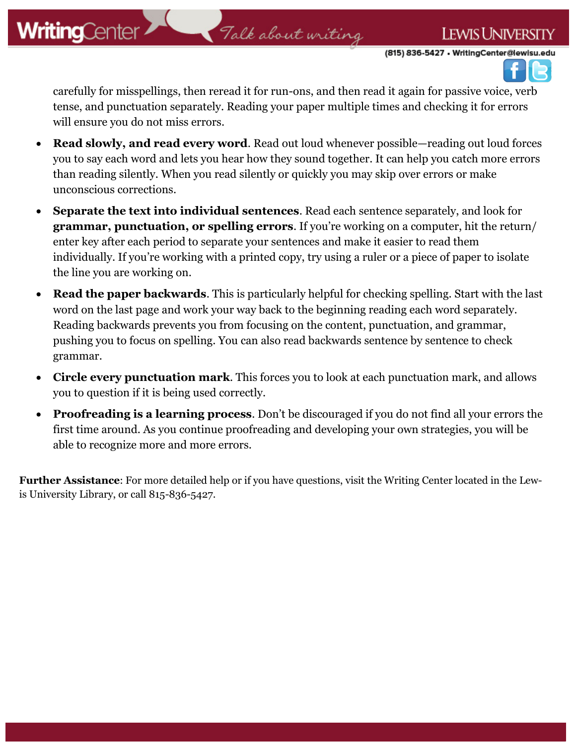carefully for misspellings, then reread it for run-ons, and then read it again for passive voice, verb tense, and punctuation separately. Reading your paper multiple times and checking it for errors will ensure you do not miss errors.

- **Read slowly, and read every word**. Read out loud whenever possible—reading out loud forces you to say each word and lets you hear how they sound together. It can help you catch more errors than reading silently. When you read silently or quickly you may skip over errors or make unconscious corrections.
- **Separate the text into individual sentences**. Read each sentence separately, and look for **grammar, punctuation, or spelling errors**. If you're working on a computer, hit the return/enter key after each period to separate your sentences and make it easier to read them individually. If you're working with a printed copy, try using a ruler or a piece of paper to isolate the line you are working on.
- **Read the paper backwards**. This is particularly helpful for checking spelling. Start with the last word on the last page and work your way back to the beginning reading each word separately. Reading backwards prevents you from focusing on the content, punctuation, and grammar, pushing you to focus on spelling. You can also read backwards sentence by sentence to check grammar.
- **Circle every punctuation mark**. This forces you to look at each punctuation mark, and allows you to question if it is being used correctly.
- **Proofreading is a learning process**. Don't be discouraged if you do not find all your errors the first time around. As you continue proofreading and developing your own strategies, you will be able to recognize more and more errors.

**Further Assistance**: For more detailed help or if you have questions, visit the Writing Center located in the Lewis University Library, or call 815-836-5427.